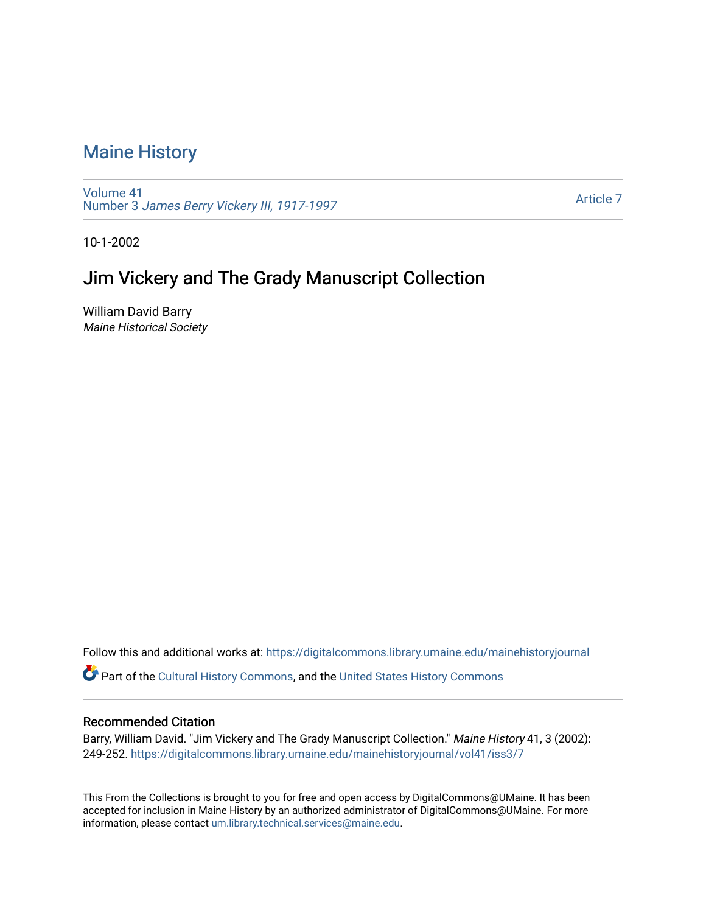# Maine History

Volume 41
Number 3 *James Berry Vickery III, 1917-1997*

Article 7

10-1-2002

## Jim Vickery and The Grady Manuscript Collection

William David Barry
*Maine Historical Society*

Follow this and additional works at: https://digitalcommons.library.umaine.edu/mainehistoryjournal

Part of the Cultural History Commons, and the United States History Commons

### Recommended Citation

Barry, William David. "Jim Vickery and The Grady Manuscript Collection." *Maine History* 41, 3 (2002): 249-252. https://digitalcommons.library.umaine.edu/mainehistoryjournal/vol41/iss3/7

This From the Collections is brought to you for free and open access by DigitalCommons@UMaine. It has been accepted for inclusion in Maine History by an authorized administrator of DigitalCommons@UMaine. For more information, please contact um.library.technical.services@maine.edu.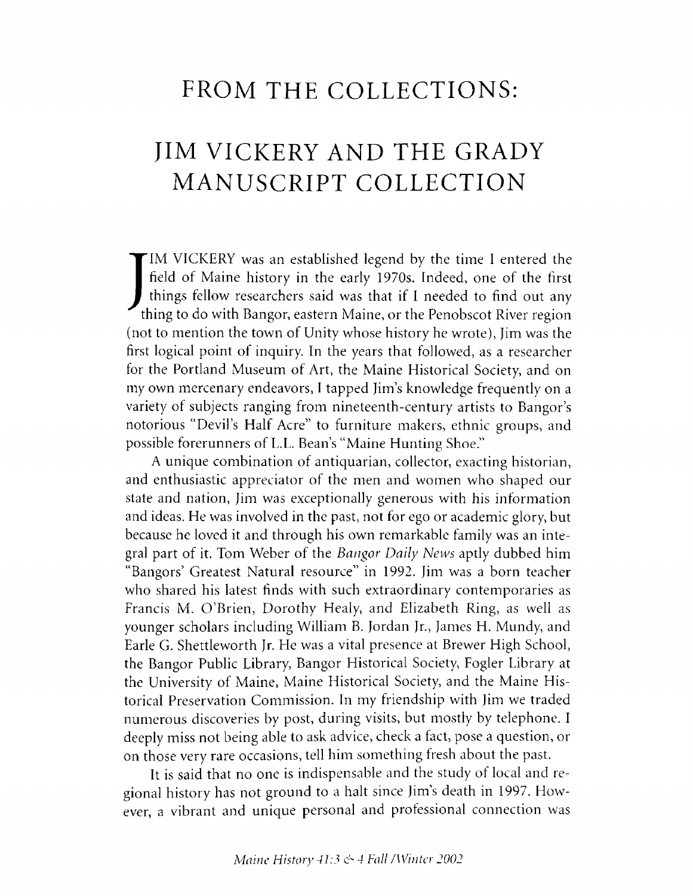# FROM THE COLLECTIONS:

# JIM VICKERY AND THE GRADY MANUSCRIPT COLLECTION

JIM VICKERY was an established legend by the time I entered the field of Maine history in the early 1970s. Indeed, one of the first things fellow researchers said was that if I needed to find out any thing to do with Bangor, eastern Maine, or the Penobscot River region (not to mention the town of Unity whose history he wrote), Jim was the first logical point of inquiry. In the years that followed, as a researcher for the Portland Museum of Art, the Maine Historical Society, and on my own mercenary endeavors, I tapped Jim's knowledge frequently on a variety of subjects ranging from nineteenth-century artists to Bangor's notorious "Devil's Half Acre" to furniture makers, ethnic groups, and possible forerunners of L.L. Bean's "Maine Hunting Shoe."

A unique combination of antiquarian, collector, exacting historian, and enthusiastic appreciator of the men and women who shaped our state and nation, Jim was exceptionally generous with his information and ideas. He was involved in the past, not for ego or academic glory, but because he loved it and through his own remarkable family was an integral part of it. Tom Weber of the *Bangor Daily News* aptly dubbed him "Bangors' Greatest Natural resource" in 1992. Jim was a born teacher who shared his latest finds with such extraordinary contemporaries as Francis M. O'Brien, Dorothy Healy, and Elizabeth Ring, as well as younger scholars including William B. Jordan Jr., James H. Mundy, and Earle G. Shettleworth Jr. He was a vital presence at Brewer High School, the Bangor Public Library, Bangor Historical Society, Fogler Library at the University of Maine, Maine Historical Society, and the Maine Historical Preservation Commission. In my friendship with Jim we traded numerous discoveries by post, during visits, but mostly by telephone. I deeply miss not being able to ask advice, check a fact, pose a question, or on those very rare occasions, tell him something fresh about the past.

It is said that no one is indispensable and the study of local and regional history has not ground to a halt since Jim's death in 1997. However, a vibrant and unique personal and professional connection was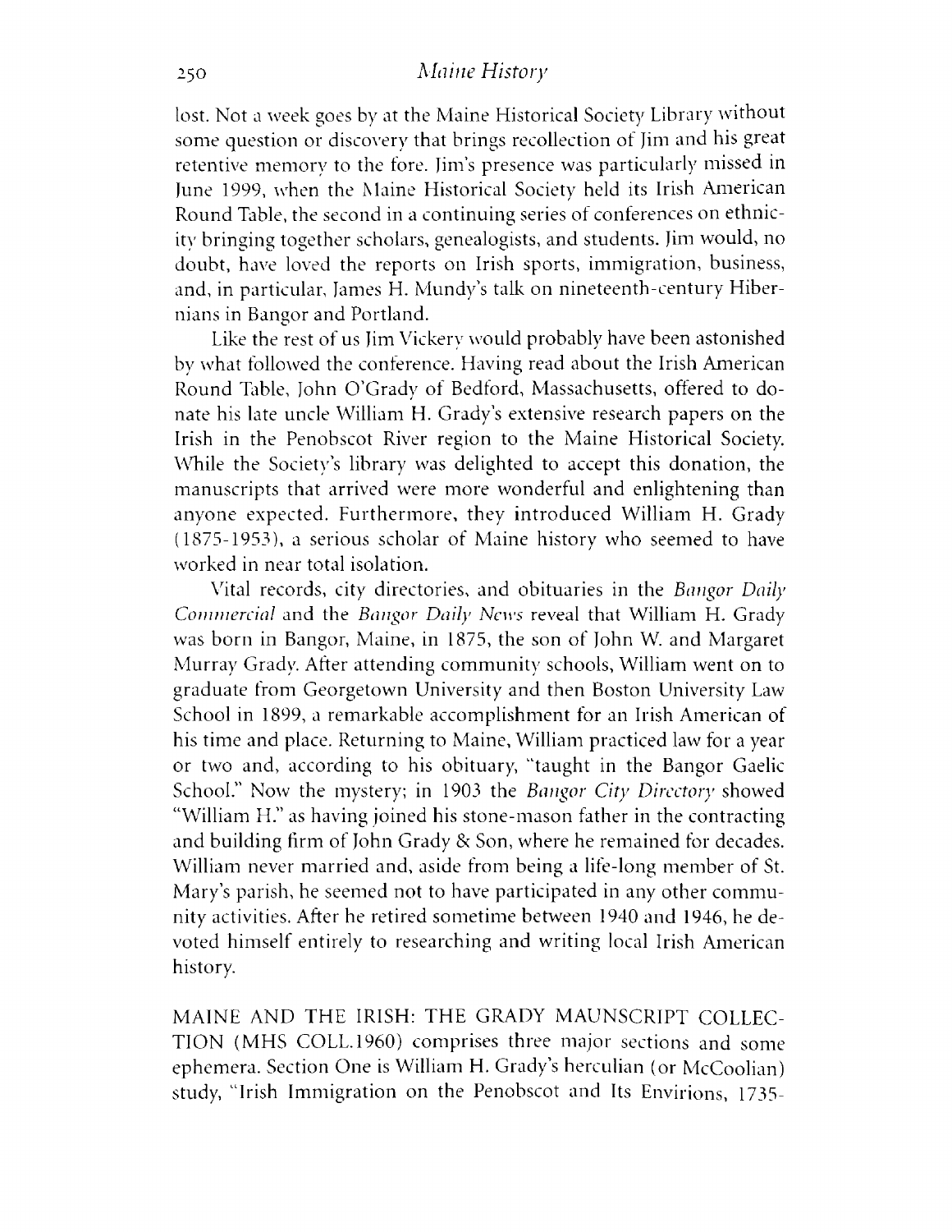lost. Not a week goes by at the Maine Historical Society Library without some question or discovery that brings recollection of Jim and his great retentive memory to the fore. Jim's presence was particularly missed in June 1999, when the Maine Historical Society held its Irish American Round Table, the second in a continuing series of conferences on ethnicity bringing together scholars, genealogists, and students. Jim would, no doubt, have loved the reports on Irish sports, immigration, business, and, in particular, James H. Mundy's talk on nineteenth-century Hibernians in Bangor and Portland.

Like the rest of us Jim Vickery would probably have been astonished by what followed the conference. Having read about the Irish American Round Table, John O'Grady of Bedford, Massachusetts, offered to donate his late uncle William H. Grady's extensive research papers on the Irish in the Penobscot River region to the Maine Historical Society. While the Society's library was delighted to accept this donation, the manuscripts that arrived were more wonderful and enlightening than anyone expected. Furthermore, they introduced William H. Grady (1875-1953), a serious scholar of Maine history who seemed to have worked in near total isolation.

Vital records, city directories, and obituaries in the *Bangor Daily Commercial* and the *Bangor Daily News* reveal that William H. Grady was born in Bangor, Maine, in 1875, the son of John W. and Margaret Murray Grady. After attending community schools, William went on to graduate from Georgetown University and then Boston University Law School in 1899, a remarkable accomplishment for an Irish American of his time and place. Returning to Maine, William practiced law for a year or two and, according to his obituary, "taught in the Bangor Gaelic School." Now the mystery; in 1903 the *Bangor City Directory* showed "William H." as having joined his stone-mason father in the contracting and building firm of John Grady & Son, where he remained for decades. William never married and, aside from being a life-long member of St. Mary's parish, he seemed not to have participated in any other community activities. After he retired sometime between 1940 and 1946, he devoted himself entirely to researching and writing local Irish American history.

MAINE AND THE IRISH: THE GRADY MAUNSCRIPT COLLECTION (MHS COLL.1960) comprises three major sections and some ephemera. Section One is William H. Grady's herculian (or McCoolian) study, "Irish Immigration on the Penobscot and Its Envirions, 1735-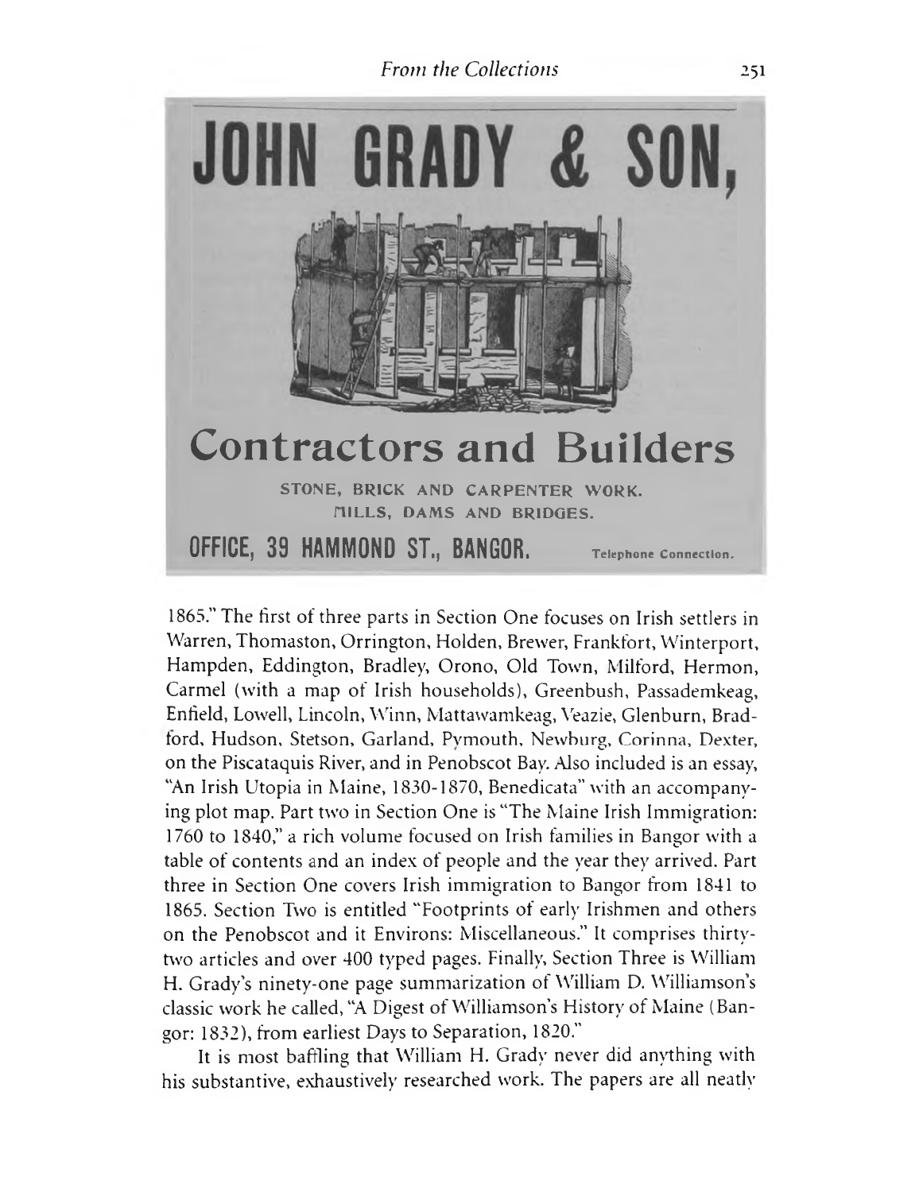**JOHN GRADY & SON,**

**Contractors and Builders**

STONE, BRICK AND CARPENTER WORK.
MILLS, DAMS AND BRIDGES.

**OFFICE, 39 HAMMOND ST., BANGOR.** Telephone Connection.

1865." The first of three parts in Section One focuses on Irish settlers in Warren, Thomaston, Orrington, Holden, Brewer, Frankfort, Winterport, Hampden, Eddington, Bradley, Orono, Old Town, Milford, Hermon, Carmel (with a map of Irish households), Greenbush, Passademkeag, Enfield, Lowell, Lincoln, Winn, Mattawamkeag, Veazie, Glenburn, Bradford, Hudson, Stetson, Garland, Pymouth, Newburg, Corinna, Dexter, on the Piscataquis River, and in Penobscot Bay. Also included is an essay, "An Irish Utopia in Maine, 1830-1870, Benedicata" with an accompanying plot map. Part two in Section One is "The Maine Irish Immigration: 1760 to 1840," a rich volume focused on Irish families in Bangor with a table of contents and an index of people and the year they arrived. Part three in Section One covers Irish immigration to Bangor from 1841 to 1865. Section Two is entitled "Footprints of early Irishmen and others on the Penobscot and it Environs: Miscellaneous." It comprises thirty-two articles and over 400 typed pages. Finally, Section Three is William H. Grady's ninety-one page summarization of William D. Williamson's classic work he called, "A Digest of Williamson's History of Maine (Bangor: 1832), from earliest Days to Separation, 1820."

It is most baffling that William H. Grady never did anything with his substantive, exhaustively researched work. The papers are all neatly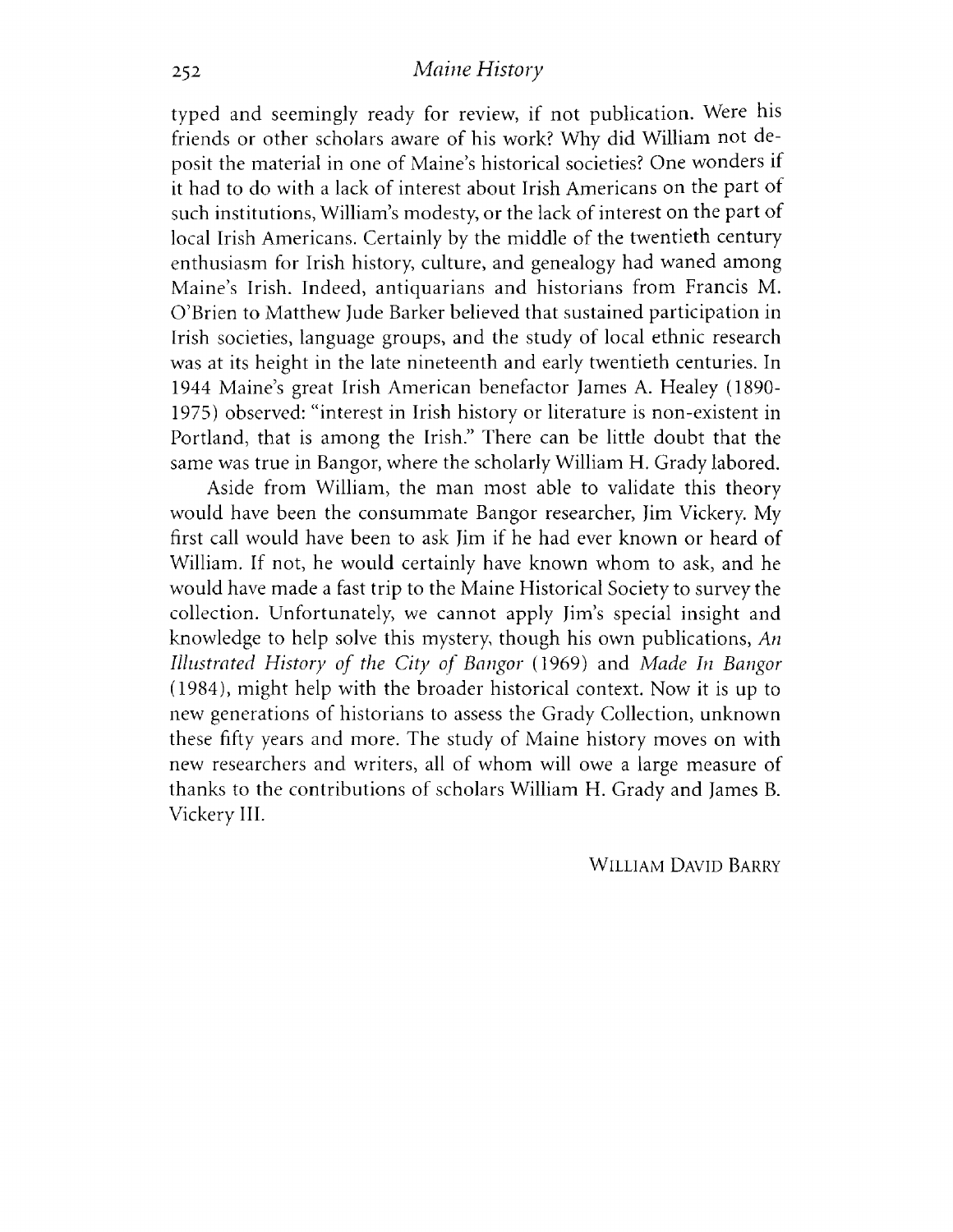typed and seemingly ready for review, if not publication. Were his friends or other scholars aware of his work? Why did William not deposit the material in one of Maine's historical societies? One wonders if it had to do with a lack of interest about Irish Americans on the part of such institutions, William's modesty, or the lack of interest on the part of local Irish Americans. Certainly by the middle of the twentieth century enthusiasm for Irish history, culture, and genealogy had waned among Maine's Irish. Indeed, antiquarians and historians from Francis M. O'Brien to Matthew Jude Barker believed that sustained participation in Irish societies, language groups, and the study of local ethnic research was at its height in the late nineteenth and early twentieth centuries. In 1944 Maine's great Irish American benefactor James A. Healey (1890-1975) observed: "interest in Irish history or literature is non-existent in Portland, that is among the Irish." There can be little doubt that the same was true in Bangor, where the scholarly William H. Grady labored.

Aside from William, the man most able to validate this theory would have been the consummate Bangor researcher, Jim Vickery. My first call would have been to ask Jim if he had ever known or heard of William. If not, he would certainly have known whom to ask, and he would have made a fast trip to the Maine Historical Society to survey the collection. Unfortunately, we cannot apply Jim's special insight and knowledge to help solve this mystery, though his own publications, *An Illustrated History of the City of Bangor* (1969) and *Made In Bangor* (1984), might help with the broader historical context. Now it is up to new generations of historians to assess the Grady Collection, unknown these fifty years and more. The study of Maine history moves on with new researchers and writers, all of whom will owe a large measure of thanks to the contributions of scholars William H. Grady and James B. Vickery III.

WILLIAM DAVID BARRY